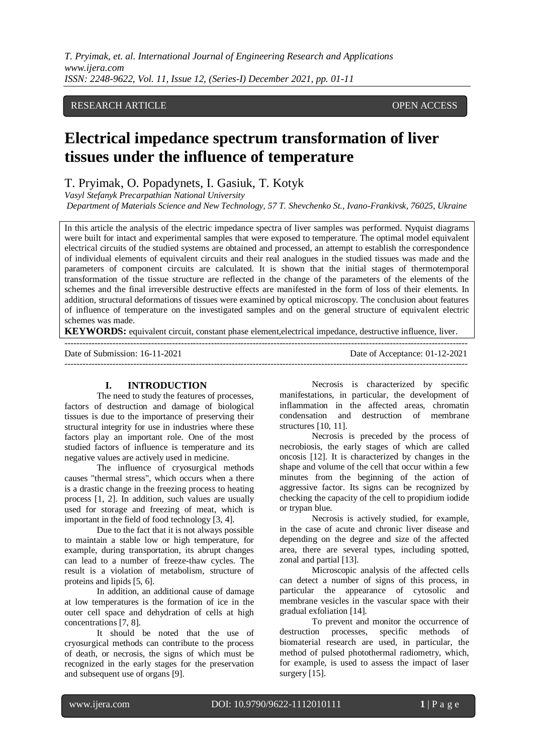RESEARCH ARTICLE OPEN ACCESS

# Electrical impedance spectrum transformation of liver tissues under the influence of temperature

T. Pryimak, O. Popadynets, I. Gasiuk, T. Kotyk

*Vasyl Stefanyk Precarpathian National University*

*Department of Materials Science and New Technology, 57 T. Shevchenko St., Ivano-Frankivsk, 76025, Ukraine*

In this article the analysis of the electric impedance spectra of liver samples was performed. Nyquist diagrams were built for intact and experimental samples that were exposed to temperature. The optimal model equivalent electrical circuits of the studied systems are obtained and processed, an attempt to establish the correspondence of individual elements of equivalent circuits and their real analogues in the studied tissues was made and the parameters of component circuits are calculated. It is shown that the initial stages of thermotemporal transformation of the tissue structure are reflected in the change of the parameters of the elements of the schemes and the final irreversible destructive effects are manifested in the form of loss of their elements. In addition, structural deformations of tissues were examined by optical microscopy. The conclusion about features of influence of temperature on the investigated samples and on the general structure of equivalent electric schemes was made.

**KEYWORDS:** equivalent circuit, constant phase element,electrical impedance, destructive influence, liver.

Date of Submission: 16-11-2021 Date of Acceptance: 01-12-2021

## I. INTRODUCTION

The need to study the features of processes, factors of destruction and damage of biological tissues is due to the importance of preserving their structural integrity for use in industries where these factors play an important role. One of the most studied factors of influence is temperature and its negative values are actively used in medicine.

The influence of cryosurgical methods causes "thermal stress", which occurs when a there is a drastic change in the freezing process to heating process [1, 2]. In addition, such values are usually used for storage and freezing of meat, which is important in the field of food technology [3, 4].

Due to the fact that it is not always possible to maintain a stable low or high temperature, for example, during transportation, its abrupt changes can lead to a number of freeze-thaw cycles. The result is a violation of metabolism, structure of proteins and lipids [5, 6].

In addition, an additional cause of damage at low temperatures is the formation of ice in the outer cell space and dehydration of cells at high concentrations [7, 8].

It should be noted that the use of cryosurgical methods can contribute to the process of death, or necrosis, the signs of which must be recognized in the early stages for the preservation and subsequent use of organs [9].

Necrosis is characterized by specific manifestations, in particular, the development of inflammation in the affected areas, chromatin condensation and destruction of membrane structures [10, 11].

Necrosis is preceded by the process of necrobiosis, the early stages of which are called oncosis [12]. It is characterized by changes in the shape and volume of the cell that occur within a few minutes from the beginning of the action of aggressive factor. Its signs can be recognized by checking the capacity of the cell to propidium iodide or trypan blue.

Necrosis is actively studied, for example, in the case of acute and chronic liver disease and depending on the degree and size of the affected area, there are several types, including spotted, zonal and partial [13].

Microscopic analysis of the affected cells can detect a number of signs of this process, in particular the appearance of cytosolic and membrane vesicles in the vascular space with their gradual exfoliation [14].

To prevent and monitor the occurrence of destruction processes, specific methods of biomaterial research are used, in particular, the method of pulsed photothermal radiometry, which, for example, is used to assess the impact of laser surgery [15].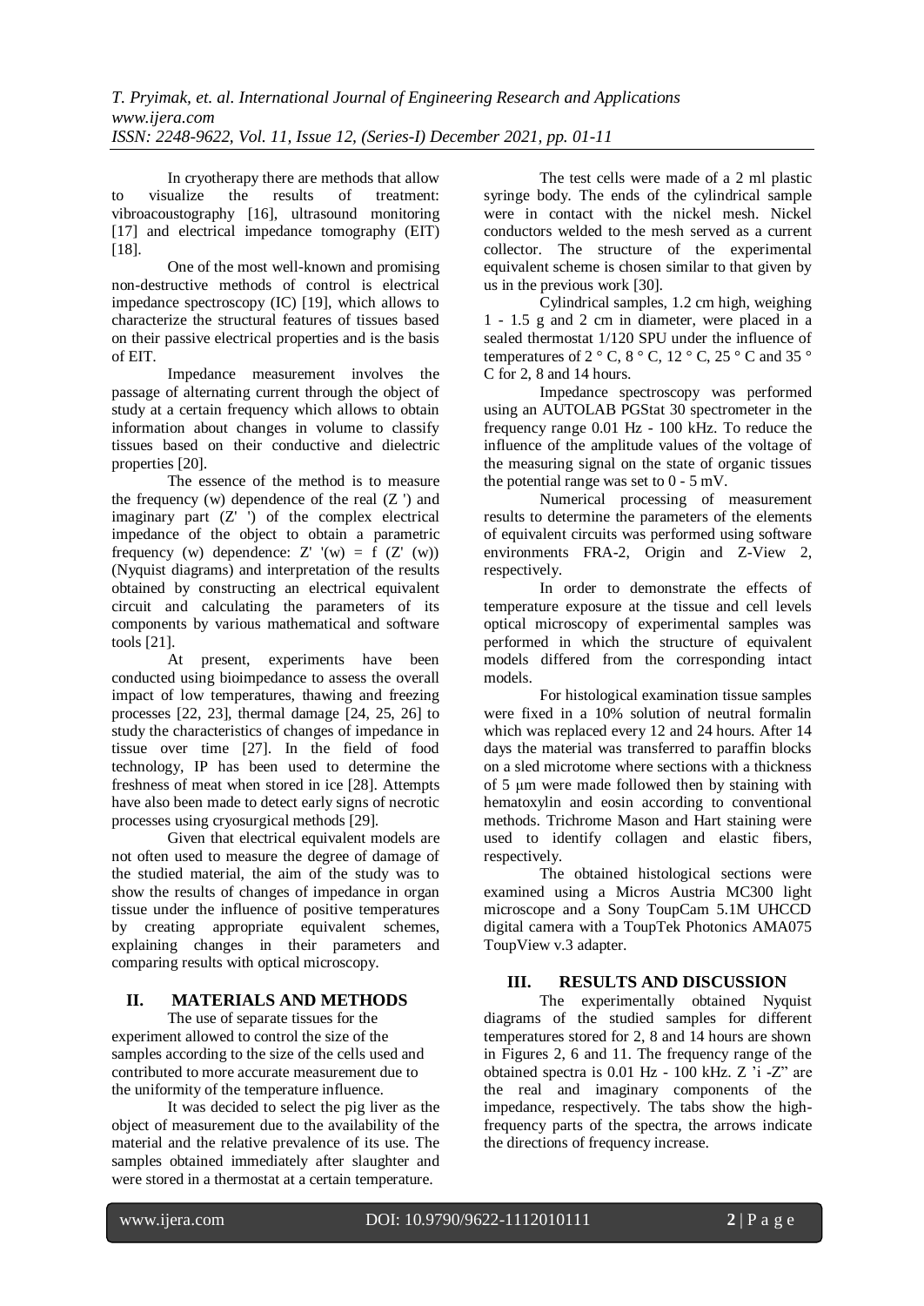In cryotherapy there are methods that allow to visualize the results of treatment: vibroacoustography [16], ultrasound monitoring [17] and electrical impedance tomography (EIT) [18].

One of the most well-known and promising non-destructive methods of control is electrical impedance spectroscopy (IC) [19], which allows to characterize the structural features of tissues based on their passive electrical properties and is the basis of EIT.

Impedance measurement involves the passage of alternating current through the object of study at a certain frequency which allows to obtain information about changes in volume to classify tissues based on their conductive and dielectric properties [20].

The essence of the method is to measure the frequency (w) dependence of the real (Z ') and imaginary part (Z' ') of the complex electrical impedance of the object to obtain a parametric frequency (w) dependence: Z' '(w) = f (Z' (w)) (Nyquist diagrams) and interpretation of the results obtained by constructing an electrical equivalent circuit and calculating the parameters of its components by various mathematical and software tools [21].

At present, experiments have been conducted using bioimpedance to assess the overall impact of low temperatures, thawing and freezing processes [22, 23], thermal damage [24, 25, 26] to study the characteristics of changes of impedance in tissue over time [27]. In the field of food technology, IP has been used to determine the freshness of meat when stored in ice [28]. Attempts have also been made to detect early signs of necrotic processes using cryosurgical methods [29].

Given that electrical equivalent models are not often used to measure the degree of damage of the studied material, the aim of the study was to show the results of changes of impedance in organ tissue under the influence of positive temperatures by creating appropriate equivalent schemes, explaining changes in their parameters and comparing results with optical microscopy.

## II. MATERIALS AND METHODS

The use of separate tissues for the experiment allowed to control the size of the samples according to the size of the cells used and contributed to more accurate measurement due to the uniformity of the temperature influence.

It was decided to select the pig liver as the object of measurement due to the availability of the material and the relative prevalence of its use. The samples obtained immediately after slaughter and were stored in a thermostat at a certain temperature.

The test cells were made of a 2 ml plastic syringe body. The ends of the cylindrical sample were in contact with the nickel mesh. Nickel conductors welded to the mesh served as a current collector. The structure of the experimental equivalent scheme is chosen similar to that given by us in the previous work [30].

Cylindrical samples, 1.2 cm high, weighing 1 - 1.5 g and 2 cm in diameter, were placed in a sealed thermostat 1/120 SPU under the influence of temperatures of 2 ° C, 8 ° C, 12 ° C, 25 ° C and 35 ° C for 2, 8 and 14 hours.

Impedance spectroscopy was performed using an AUTOLAB PGStat 30 spectrometer in the frequency range 0.01 Hz - 100 kHz. To reduce the influence of the amplitude values of the voltage of the measuring signal on the state of organic tissues the potential range was set to 0 - 5 mV.

Numerical processing of measurement results to determine the parameters of the elements of equivalent circuits was performed using software environments FRA-2, Origin and Z-View 2, respectively.

In order to demonstrate the effects of temperature exposure at the tissue and cell levels optical microscopy of experimental samples was performed in which the structure of equivalent models differed from the corresponding intact models.

For histological examination tissue samples were fixed in a 10% solution of neutral formalin which was replaced every 12 and 24 hours. After 14 days the material was transferred to paraffin blocks on a sled microtome where sections with a thickness of 5 μm were made followed then by staining with hematoxylin and eosin according to conventional methods. Trichrome Mason and Hart staining were used to identify collagen and elastic fibers, respectively.

The obtained histological sections were examined using a Micros Austria MC300 light microscope and a Sony ToupCam 5.1M UHCCD digital camera with a ToupTek Photonics AMA075 ToupView v.3 adapter.

## III. RESULTS AND DISCUSSION

The experimentally obtained Nyquist diagrams of the studied samples for different temperatures stored for 2, 8 and 14 hours are shown in Figures 2, 6 and 11. The frequency range of the obtained spectra is 0.01 Hz - 100 kHz. Z 'i -Z" are the real and imaginary components of the impedance, respectively. The tabs show the high-frequency parts of the spectra, the arrows indicate the directions of frequency increase.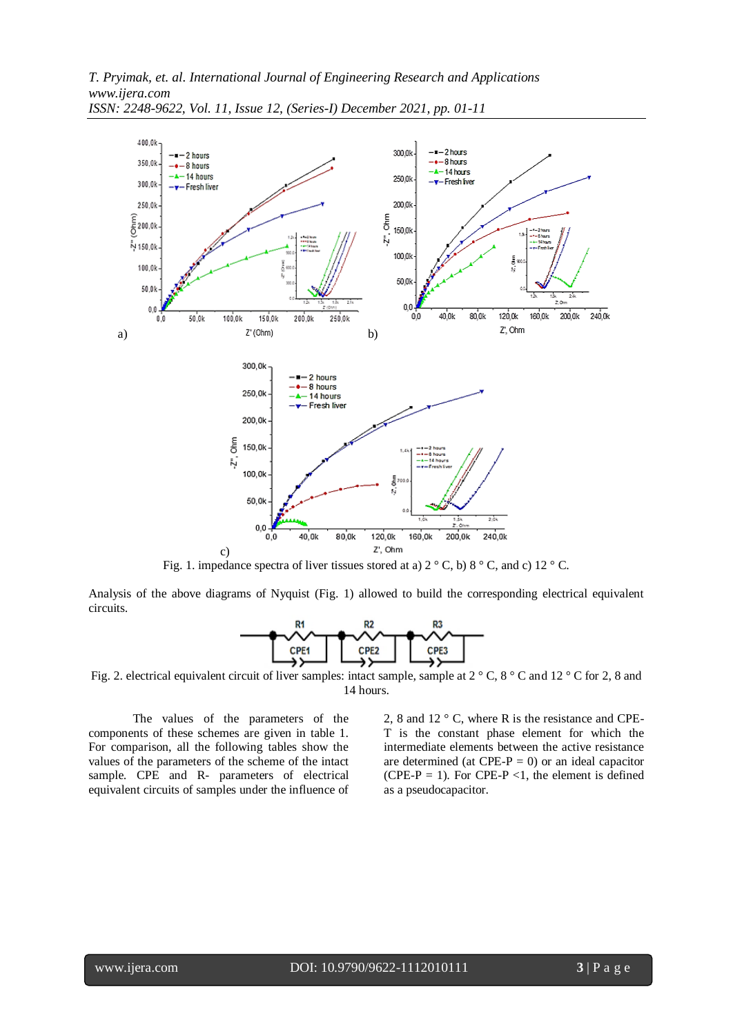Fig. 1. impedance spectra of liver tissues stored at a) 2 ° C, b) 8 ° C, and c) 12 ° C.

Analysis of the above diagrams of Nyquist (Fig. 1) allowed to build the corresponding electrical equivalent circuits.

Fig. 2. electrical equivalent circuit of liver samples: intact sample, sample at 2 ° C, 8 ° C and 12 ° C for 2, 8 and 14 hours.

The values of the parameters of the components of these schemes are given in table 1. For comparison, all the following tables show the values of the parameters of the scheme of the intact sample. CPE and R- parameters of electrical equivalent circuits of samples under the influence of 2, 8 and 12 ° C, where R is the resistance and CPE-T is the constant phase element for which the intermediate elements between the active resistance are determined (at CPE-P = 0) or an ideal capacitor (CPE-P = 1). For CPE-P <1, the element is defined as a pseudocapacitor.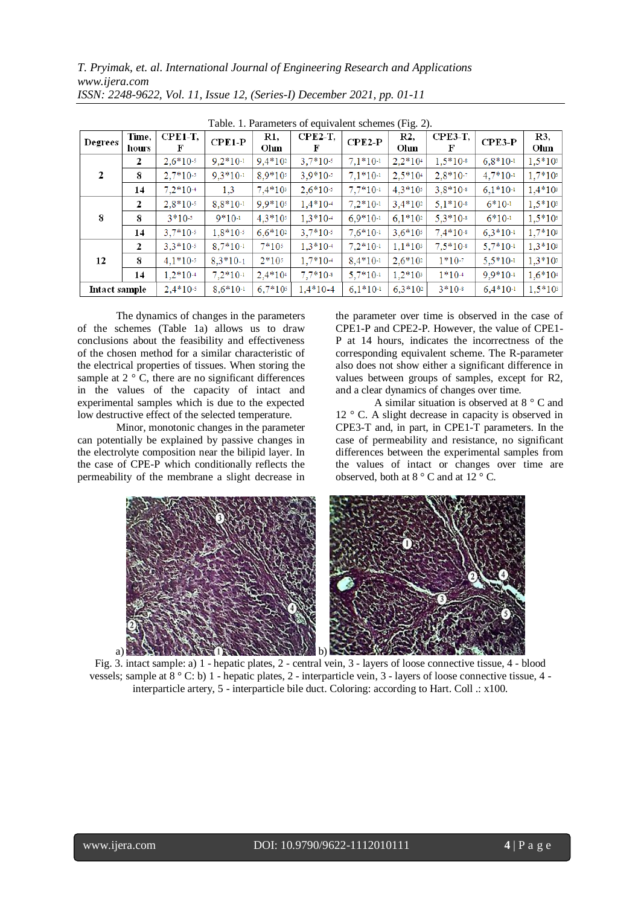Table. 1. Parameters of equivalent schemes (Fig. 2).

| Degrees | Time, hours | CPE1-T, F | CPE1-P | R1, Ohm | CPE2-T, F | CPE2-P | R2, Ohm | CPE3-T, F | CPE3-P | R3, Ohm |
|---|---|---|---|---|---|---|---|---|---|---|
| 2 | 2 | $2,6*10^{-5}$ | $9,2*10^{-1}$ | $9,4*10^{2}$ | $3,7*10^{-5}$ | $7,1*10^{-1}$ | $2,2*10^{4}$ | $1,5*10^{-8}$ | $6,8*10^{-1}$ | $1,5*10^{5}$ |
| | 8 | $2,7*10^{-5}$ | $9,3*10^{-1}$ | $8,9*10^{5}$ | $3,9*10^{-5}$ | $7,1*10^{-1}$ | $2,5*10^{4}$ | $2,8*10^{-7}$ | $4,7*10^{-1}$ | $1,7*10^{5}$ |
| | 14 | $7,2*10^{-4}$ | 1,3 | $7,4*10^{5}$ | $2,6*10^{-5}$ | $7,7*10^{-1}$ | $4,3*10^{5}$ | $3,8*10^{-8}$ | $6,1*10^{-1}$ | $1,4*10^{5}$ |
| 8 | 2 | $2,8*10^{-5}$ | $8,8*10^{-1}$ | $9,9*10^{5}$ | $1,4*10^{-4}$ | $7,2*10^{-1}$ | $3,4*10^{2}$ | $5,1*10^{-8}$ | $6*10^{-1}$ | $1,5*10^{5}$ |
| | 8 | $3*10^{-5}$ | $9*10^{-1}$ | $4,3*10^{5}$ | $1,3*10^{-4}$ | $6,9*10^{-1}$ | $6,1*10^{2}$ | $5,3*10^{-8}$ | $6*10^{-1}$ | $1,5*10^{5}$ |
| | 14 | $3,7*10^{-5}$ | $1,8*10^{-5}$ | $6,6*10^{2}$ | $3,7*10^{-5}$ | $7,6*10^{-1}$ | $3,6*10^{5}$ | $7,4*10^{-8}$ | $6,3*10^{-1}$ | $1,7*10^{5}$ |
| 12 | 2 | $3,3*10^{-5}$ | $8,7*10^{-1}$ | $7*10^{5}$ | $1,3*10^{-4}$ | $7,2*10^{-1}$ | $1,1*10^{3}$ | $7,5*10^{-8}$ | $5,7*10^{-1}$ | $1,3*10^{5}$ |
| | 8 | $4,1*10^{-5}$ | $8,3*10^{-1}$ | $2*10^{5}$ | $1,7*10^{-4}$ | $8,4*10^{-1}$ | $2,6*10^{2}$ | $1*10^{-7}$ | $5,5*10^{-1}$ | $1,3*10^{5}$ |
| | 14 | $1,2*10^{-4}$ | $7,2*10^{-1}$ | $2,4*10^{4}$ | $7,7*10^{-8}$ | $5,7*10^{-1}$ | $1,2*10^{3}$ | $1*10^{-4}$ | $9,9*10^{-1}$ | $1,6*10^{4}$ |
| Intact sample | | $2,4*10^{-5}$ | $8,6*10^{-1}$ | $6,7*10^{5}$ | $1,4*10^{-4}$ | $6,1*10^{-1}$ | $6,3*10^{2}$ | $3*10^{-8}$ | $6,4*10^{-1}$ | $1,5*10^{5}$ |

The dynamics of changes in the parameters of the schemes (Table 1a) allows us to draw conclusions about the feasibility and effectiveness of the chosen method for a similar characteristic of the electrical properties of tissues. When storing the sample at 2 ° C, there are no significant differences in the values of the capacity of intact and experimental samples which is due to the expected low destructive effect of the selected temperature.

Minor, monotonic changes in the parameter can potentially be explained by passive changes in the electrolyte composition near the bilipid layer. In the case of CPE-P which conditionally reflects the permeability of the membrane a slight decrease in the parameter over time is observed in the case of CPE1-P and CPE2-P. However, the value of CPE1-P at 14 hours, indicates the incorrectness of the corresponding equivalent scheme. The R-parameter also does not show either a significant difference in values between groups of samples, except for R2, and a clear dynamics of changes over time.

A similar situation is observed at 8 ° C and 12 ° C. A slight decrease in capacity is observed in CPE3-T and, in part, in CPE1-T parameters. In the case of permeability and resistance, no significant differences between the experimental samples from the values of intact or changes over time are observed, both at 8 ° C and at 12 ° C.

Fig. 3. intact sample: a) 1 - hepatic plates, 2 - central vein, 3 - layers of loose connective tissue, 4 - blood vessels; sample at 8 ° C: b) 1 - hepatic plates, 2 - interparticle vein, 3 - layers of loose connective tissue, 4 - interparticle artery, 5 - interparticle bile duct. Coloring: according to Hart. Coll .: x100.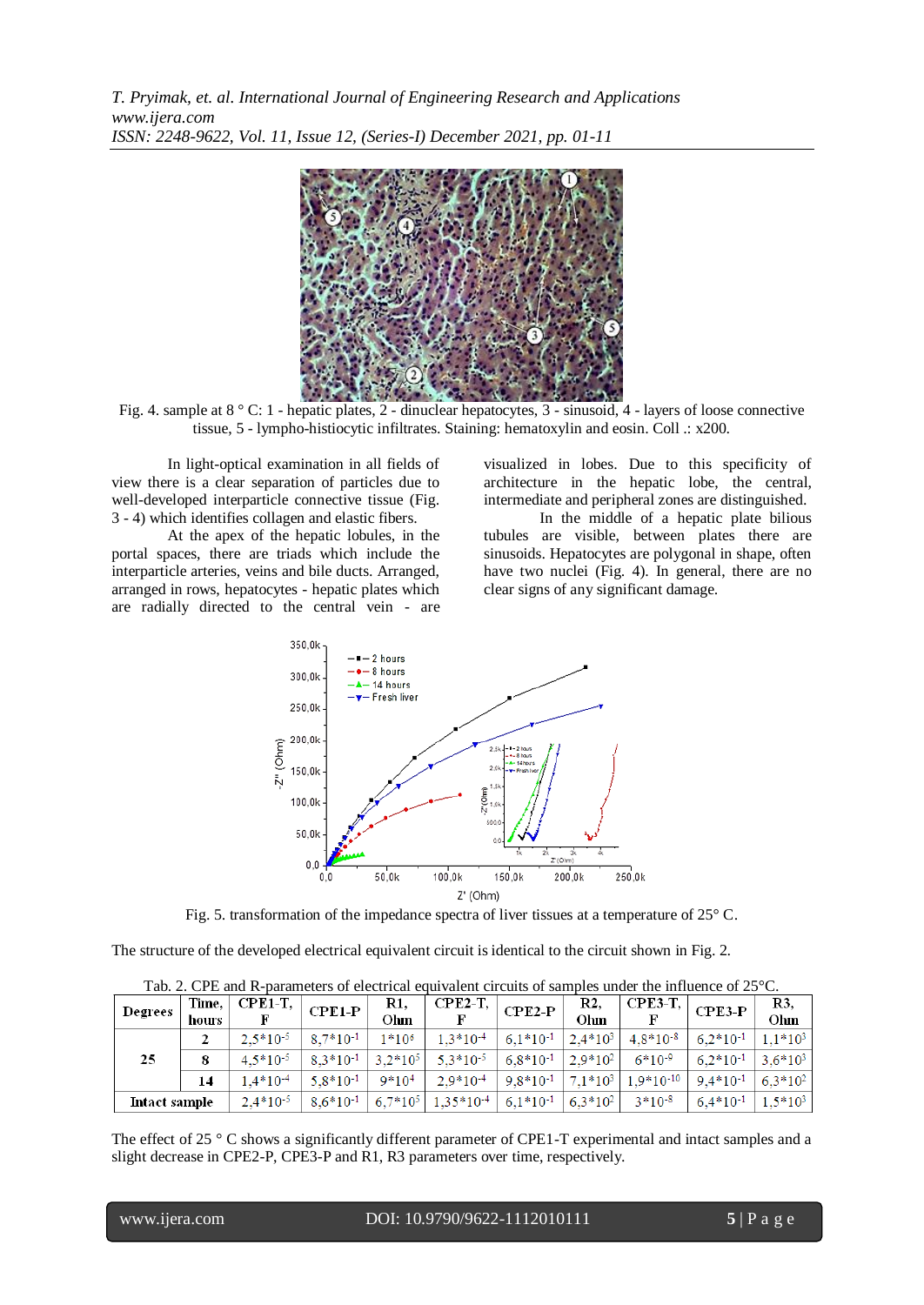Fig. 4. sample at 8 ° C: 1 - hepatic plates, 2 - dinuclear hepatocytes, 3 - sinusoid, 4 - layers of loose connective tissue, 5 - lympho-histiocytic infiltrates. Staining: hematoxylin and eosin. Coll .: x200.

In light-optical examination in all fields of view there is a clear separation of particles due to well-developed interparticle connective tissue (Fig. 3 - 4) which identifies collagen and elastic fibers.

At the apex of the hepatic lobules, in the portal spaces, there are triads which include the interparticle arteries, veins and bile ducts. Arranged, arranged in rows, hepatocytes - hepatic plates which are radially directed to the central vein - are visualized in lobes. Due to this specificity of architecture in the hepatic lobe, the central, intermediate and peripheral zones are distinguished.

In the middle of a hepatic plate bilious tubules are visible, between plates there are sinusoids. Hepatocytes are polygonal in shape, often have two nuclei (Fig. 4). In general, there are no clear signs of any significant damage.

Fig. 5. transformation of the impedance spectra of liver tissues at a temperature of 25° C.

The structure of the developed electrical equivalent circuit is identical to the circuit shown in Fig. 2.

Tab. 2. CPE and R-parameters of electrical equivalent circuits of samples under the influence of 25°C.

| Degrees | Time, hours | CPE1-T, F | CPE1-P | R1, Ohm | CPE2-T, F | CPE2-P | R2, Ohm | CPE3-T, F | CPE3-P | R3, Ohm |
|---|---|---|---|---|---|---|---|---|---|---|
| 25 | 2 | $2,5*10^{-5}$ | $8,7*10^{-1}$ | $1*10^{5}$ | $1,3*10^{-4}$ | $6,1*10^{-1}$ | $2,4*10^{3}$ | $4,8*10^{-8}$ | $6,2*10^{-1}$ | $1,1*10^{3}$ |
| | 8 | $4,5*10^{-5}$ | $8,3*10^{-1}$ | $3,2*10^{5}$ | $5,3*10^{-5}$ | $6,8*10^{-1}$ | $2,9*10^{2}$ | $6*10^{-9}$ | $6,2*10^{-1}$ | $3,6*10^{3}$ |
| | 14 | $1,4*10^{-4}$ | $5,8*10^{-1}$ | $9*10^{4}$ | $2,9*10^{-4}$ | $9,8*10^{-1}$ | $7,1*10^{3}$ | $1,9*10^{-10}$ | $9,4*10^{-1}$ | $6,3*10^{2}$ |
| Intact sample | | $2,4*10^{-5}$ | $8,6*10^{-1}$ | $6,7*10^{5}$ | $1,35*10^{-4}$ | $6,1*10^{-1}$ | $6,3*10^{2}$ | $3*10^{-8}$ | $6,4*10^{-1}$ | $1,5*10^{3}$ |

The effect of 25 ° C shows a significantly different parameter of CPE1-T experimental and intact samples and a slight decrease in CPE2-P, CPE3-P and R1, R3 parameters over time, respectively.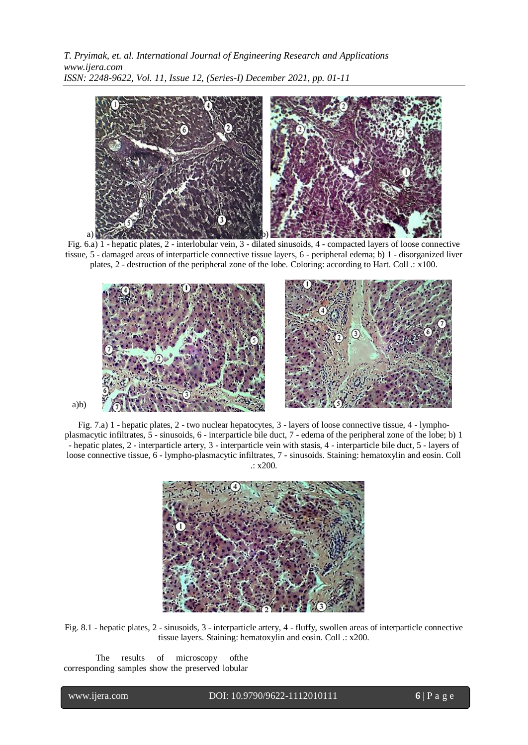Fig. 6.a) 1 - hepatic plates, 2 - interlobular vein, 3 - dilated sinusoids, 4 - compacted layers of loose connective tissue, 5 - damaged areas of interparticle connective tissue layers, 6 - peripheral edema; b) 1 - disorganized liver plates, 2 - destruction of the peripheral zone of the lobe. Coloring: according to Hart. Coll .: x100.

Fig. 7.a) 1 - hepatic plates, 2 - two nuclear hepatocytes, 3 - layers of loose connective tissue, 4 - lympho-plasmacytic infiltrates, 5 - sinusoids, 6 - interparticle bile duct, 7 - edema of the peripheral zone of the lobe; b) 1 - hepatic plates, 2 - interparticle artery, 3 - interparticle vein with stasis, 4 - interparticle bile duct, 5 - layers of loose connective tissue, 6 - lympho-plasmacytic infiltrates, 7 - sinusoids. Staining: hematoxylin and eosin. Coll .: x200.

Fig. 8.1 - hepatic plates, 2 - sinusoids, 3 - interparticle artery, 4 - fluffy, swollen areas of interparticle connective tissue layers. Staining: hematoxylin and eosin. Coll .: x200.

The results of microscopy ofthe corresponding samples show the preserved lobular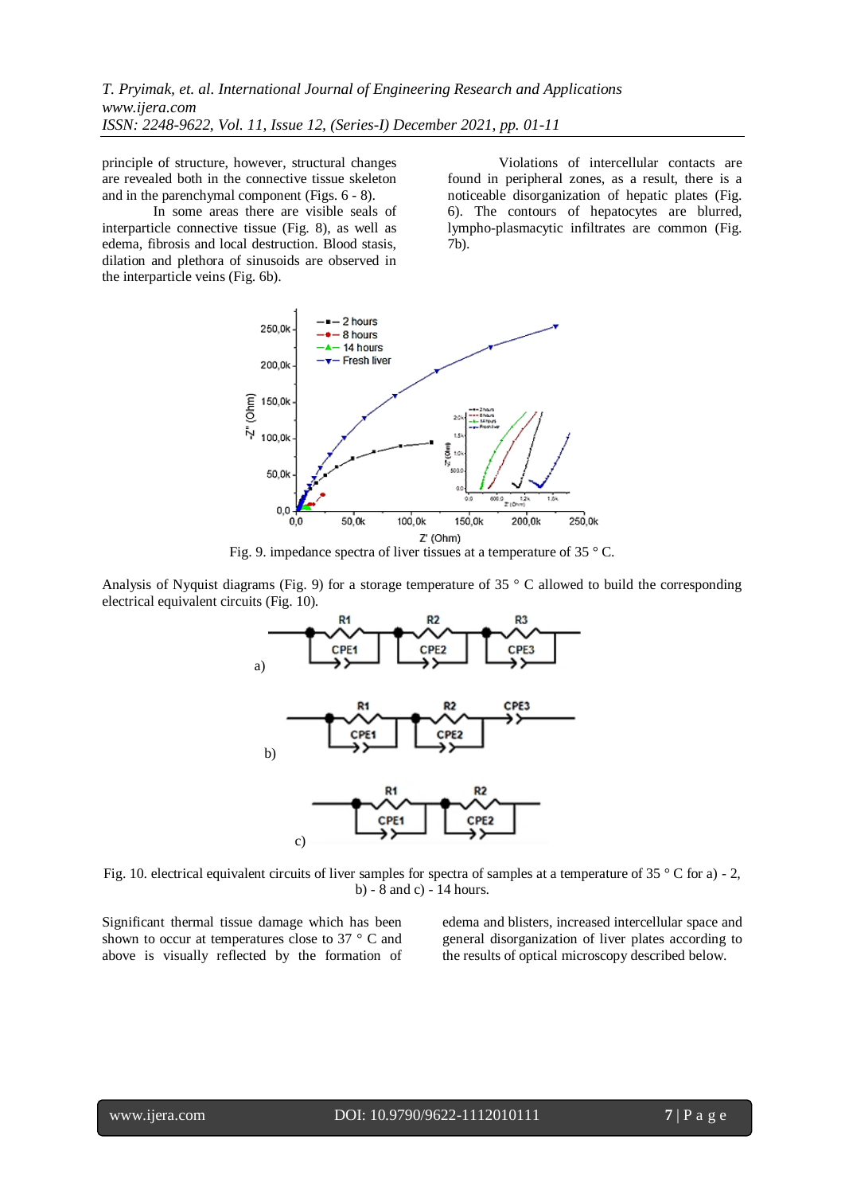principle of structure, however, structural changes are revealed both in the connective tissue skeleton and in the parenchymal component (Figs. 6 - 8).

In some areas there are visible seals of interparticle connective tissue (Fig. 8), as well as edema, fibrosis and local destruction. Blood stasis, dilation and plethora of sinusoids are observed in the interparticle veins (Fig. 6b).

Violations of intercellular contacts are found in peripheral zones, as a result, there is a noticeable disorganization of hepatic plates (Fig. 6). The contours of hepatocytes are blurred, lympho-plasmacytic infiltrates are common (Fig. 7b).

Fig. 9. impedance spectra of liver tissues at a temperature of 35 ° C.

Analysis of Nyquist diagrams (Fig. 9) for a storage temperature of 35 ° C allowed to build the corresponding electrical equivalent circuits (Fig. 10).

Fig. 10. electrical equivalent circuits of liver samples for spectra of samples at a temperature of 35 ° C for a) - 2, b) - 8 and c) - 14 hours.

Significant thermal tissue damage which has been shown to occur at temperatures close to 37 ° C and above is visually reflected by the formation of edema and blisters, increased intercellular space and general disorganization of liver plates according to the results of optical microscopy described below.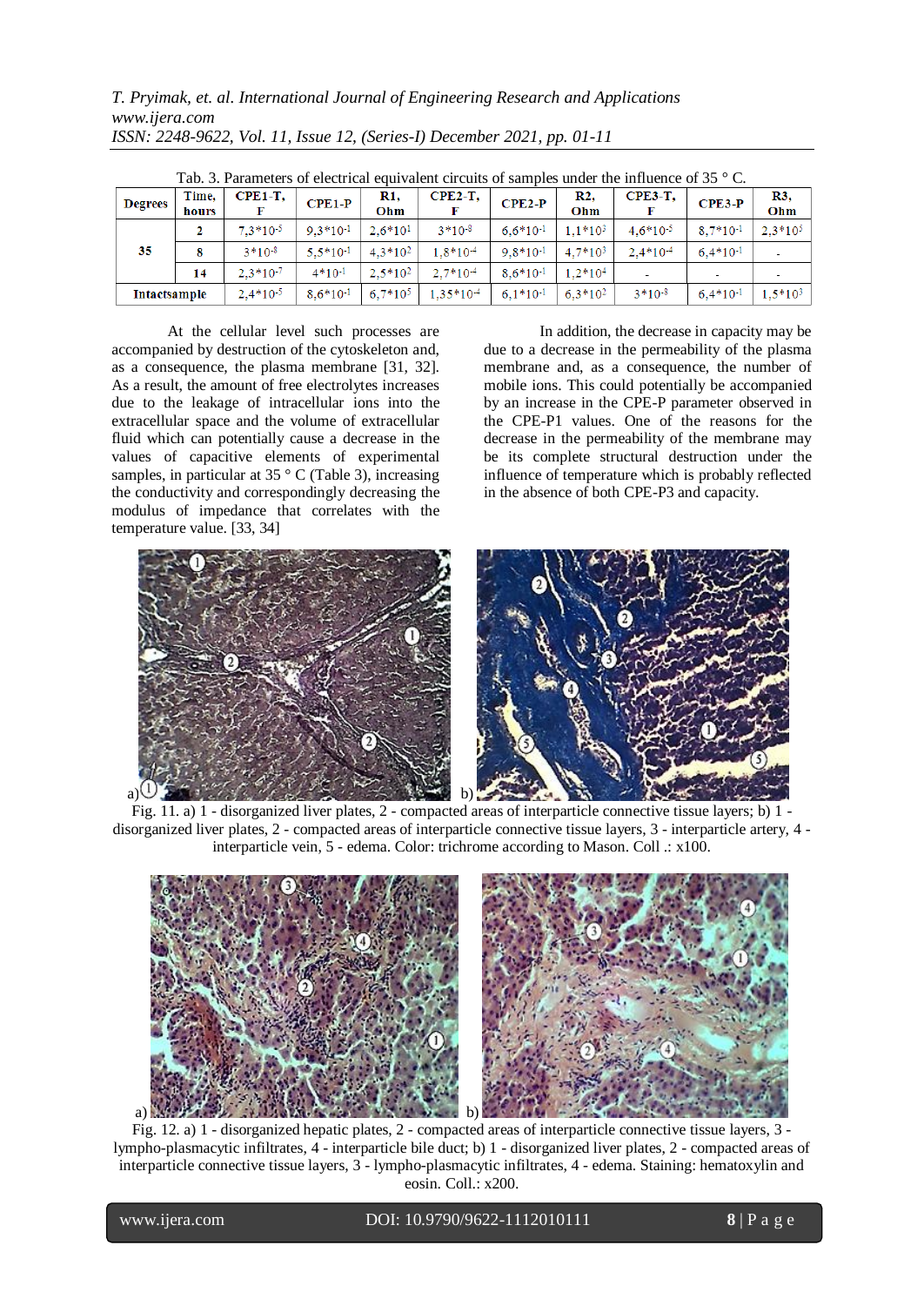Tab. 3. Parameters of electrical equivalent circuits of samples under the influence of 35 ° C.

| Degrees | Time, hours | CPE1-T, F | CPE1-P | R1, Ohm | CPE2-T, F | CPE2-P | R2, Ohm | CPE3-T, F | CPE3-P | R3, Ohm |
|---|---|---|---|---|---|---|---|---|---|---|
| 35 | 2 | $7{,}3*10^{-5}$ | $9{,}3*10^{-1}$ | $2{,}6*10^{1}$ | $3*10^{-8}$ | $6{,}6*10^{-1}$ | $1{,}1*10^{3}$ | $4{,}6*10^{-5}$ | $8{,}7*10^{-1}$ | $2{,}3*10^{3}$ |
| | 8 | $3*10^{-8}$ | $5{,}5*10^{-1}$ | $4{,}3*10^{2}$ | $1{,}8*10^{-4}$ | $9{,}8*10^{-1}$ | $4{,}7*10^{3}$ | $2{,}4*10^{-4}$ | $6{,}4*10^{-1}$ | - |
| | 14 | $2{,}3*10^{-7}$ | $4*10^{-1}$ | $2{,}5*10^{2}$ | $2{,}7*10^{-4}$ | $8{,}6*10^{-1}$ | $1{,}2*10^{4}$ | - | - | - |
| Intactsample | | $2{,}4*10^{-5}$ | $8{,}6*10^{-1}$ | $6{,}7*10^{5}$ | $1{,}35*10^{-4}$ | $6{,}1*10^{-1}$ | $6{,}3*10^{2}$ | $3*10^{-8}$ | $6{,}4*10^{-1}$ | $1{,}5*10^{3}$ |

At the cellular level such processes are accompanied by destruction of the cytoskeleton and, as a consequence, the plasma membrane [31, 32]. As a result, the amount of free electrolytes increases due to the leakage of intracellular ions into the extracellular space and the volume of extracellular fluid which can potentially cause a decrease in the values of capacitive elements of experimental samples, in particular at 35 ° C (Table 3), increasing the conductivity and correspondingly decreasing the modulus of impedance that correlates with the temperature value. [33, 34]

In addition, the decrease in capacity may be due to a decrease in the permeability of the plasma membrane and, as a consequence, the number of mobile ions. This could potentially be accompanied by an increase in the CPE-P parameter observed in the CPE-P1 values. One of the reasons for the decrease in the permeability of the membrane may be its complete structural destruction under the influence of temperature which is probably reflected in the absence of both CPE-P3 and capacity.

Fig. 11. a) 1 - disorganized liver plates, 2 - compacted areas of interparticle connective tissue layers; b) 1 - disorganized liver plates, 2 - compacted areas of interparticle connective tissue layers, 3 - interparticle artery, 4 - interparticle vein, 5 - edema. Color: trichrome according to Mason. Coll .: x100.

Fig. 12. a) 1 - disorganized hepatic plates, 2 - compacted areas of interparticle connective tissue layers, 3 - lympho-plasmacytic infiltrates, 4 - interparticle bile duct; b) 1 - disorganized liver plates, 2 - compacted areas of interparticle connective tissue layers, 3 - lympho-plasmacytic infiltrates, 4 - edema. Staining: hematoxylin and eosin. Coll.: x200.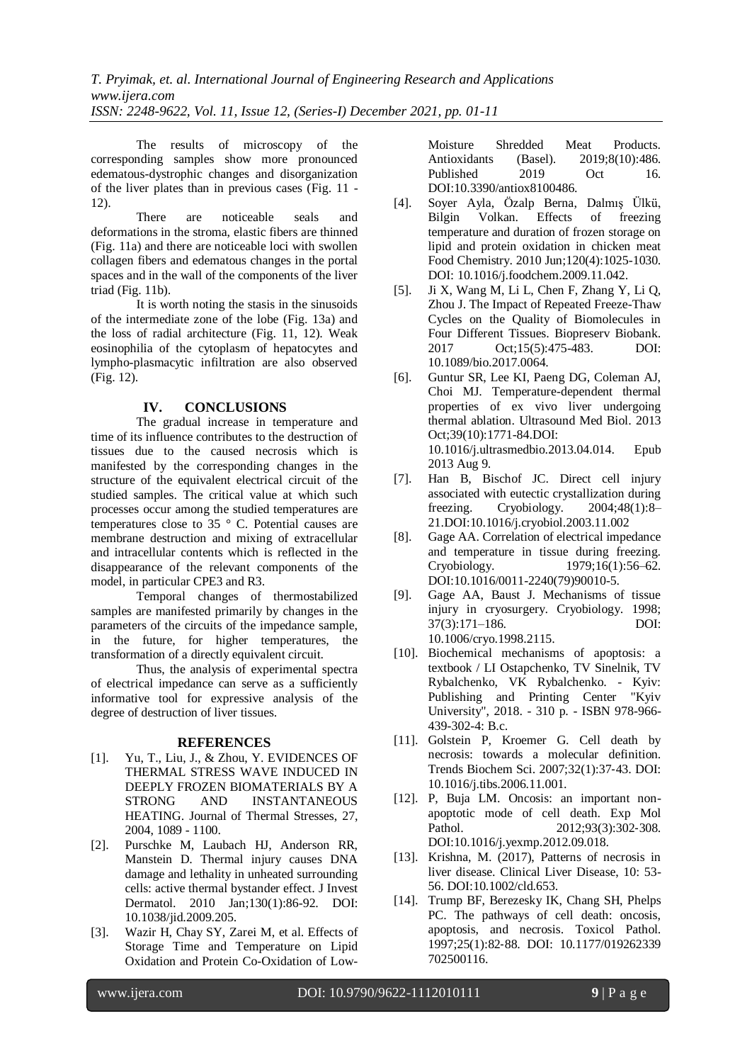The results of microscopy of the corresponding samples show more pronounced edematous-dystrophic changes and disorganization of the liver plates than in previous cases (Fig. 11 - 12).

There are noticeable seals and deformations in the stroma, elastic fibers are thinned (Fig. 11a) and there are noticeable loci with swollen collagen fibers and edematous changes in the portal spaces and in the wall of the components of the liver triad (Fig. 11b).

It is worth noting the stasis in the sinusoids of the intermediate zone of the lobe (Fig. 13a) and the loss of radial architecture (Fig. 11, 12). Weak eosinophilia of the cytoplasm of hepatocytes and lympho-plasmacytic infiltration are also observed (Fig. 12).

## IV. CONCLUSIONS

The gradual increase in temperature and time of its influence contributes to the destruction of tissues due to the caused necrosis which is manifested by the corresponding changes in the structure of the equivalent electrical circuit of the studied samples. The critical value at which such processes occur among the studied temperatures are temperatures close to 35 ° C. Potential causes are membrane destruction and mixing of extracellular and intracellular contents which is reflected in the disappearance of the relevant components of the model, in particular CPE3 and R3.

Temporal changes of thermostabilized samples are manifested primarily by changes in the parameters of the circuits of the impedance sample, in the future, for higher temperatures, the transformation of a directly equivalent circuit.

Thus, the analysis of experimental spectra of electrical impedance can serve as a sufficiently informative tool for expressive analysis of the degree of destruction of liver tissues.

## REFERENCES

[1]. Yu, T., Liu, J., & Zhou, Y. EVIDENCES OF THERMAL STRESS WAVE INDUCED IN DEEPLY FROZEN BIOMATERIALS BY A STRONG AND INSTANTANEOUS HEATING. Journal of Thermal Stresses, 27, 2004, 1089 - 1100.

[2]. Purschke M, Laubach HJ, Anderson RR, Manstein D. Thermal injury causes DNA damage and lethality in unheated surrounding cells: active thermal bystander effect. J Invest Dermatol. 2010 Jan;130(1):86-92. DOI: 10.1038/jid.2009.205.

[3]. Wazir H, Chay SY, Zarei M, et al. Effects of Storage Time and Temperature on Lipid Oxidation and Protein Co-Oxidation of Low-Moisture Shredded Meat Products. Antioxidants (Basel). 2019;8(10):486. Published 2019 Oct 16. DOI:10.3390/antiox8100486.

[4]. Soyer Ayla, Özalp Berna, Dalmış Ülkü, Bilgin Volkan. Effects of freezing temperature and duration of frozen storage on lipid and protein oxidation in chicken meat Food Chemistry. 2010 Jun;120(4):1025-1030. DOI: 10.1016/j.foodchem.2009.11.042.

[5]. Ji X, Wang M, Li L, Chen F, Zhang Y, Li Q, Zhou J. The Impact of Repeated Freeze-Thaw Cycles on the Quality of Biomolecules in Four Different Tissues. Biopreserv Biobank. 2017 Oct;15(5):475-483. DOI: 10.1089/bio.2017.0064.

[6]. Guntur SR, Lee KI, Paeng DG, Coleman AJ, Choi MJ. Temperature-dependent thermal properties of ex vivo liver undergoing thermal ablation. Ultrasound Med Biol. 2013 Oct;39(10):1771-84.DOI: 10.1016/j.ultrasmedbio.2013.04.014. Epub 2013 Aug 9.

[7]. Han B, Bischof JC. Direct cell injury associated with eutectic crystallization during freezing. Cryobiology. 2004;48(1):8–21.DOI:10.1016/j.cryobiol.2003.11.002

[8]. Gage AA. Correlation of electrical impedance and temperature in tissue during freezing. Cryobiology. 1979;16(1):56–62. DOI:10.1016/0011-2240(79)90010-5.

[9]. Gage AA, Baust J. Mechanisms of tissue injury in cryosurgery. Cryobiology. 1998; 37(3):171–186. DOI: 10.1006/cryo.1998.2115.

[10]. Biochemical mechanisms of apoptosis: a textbook / LI Ostapchenko, TV Sinelnik, TV Rybalchenko, VK Rybalchenko. - Kyiv: Publishing and Printing Center "Kyiv University", 2018. - 310 p. - ISBN 978-966-439-302-4: B.c.

[11]. Golstein P, Kroemer G. Cell death by necrosis: towards a molecular definition. Trends Biochem Sci. 2007;32(1):37-43. DOI: 10.1016/j.tibs.2006.11.001.

[12]. P, Buja LM. Oncosis: an important non-apoptotic mode of cell death. Exp Mol Pathol. 2012;93(3):302-308. DOI:10.1016/j.yexmp.2012.09.018.

[13]. Krishna, M. (2017), Patterns of necrosis in liver disease. Clinical Liver Disease, 10: 53-56. DOI:10.1002/cld.653.

[14]. Trump BF, Berezesky IK, Chang SH, Phelps PC. The pathways of cell death: oncosis, apoptosis, and necrosis. Toxicol Pathol. 1997;25(1):82-88. DOI: 10.1177/019262339702500116.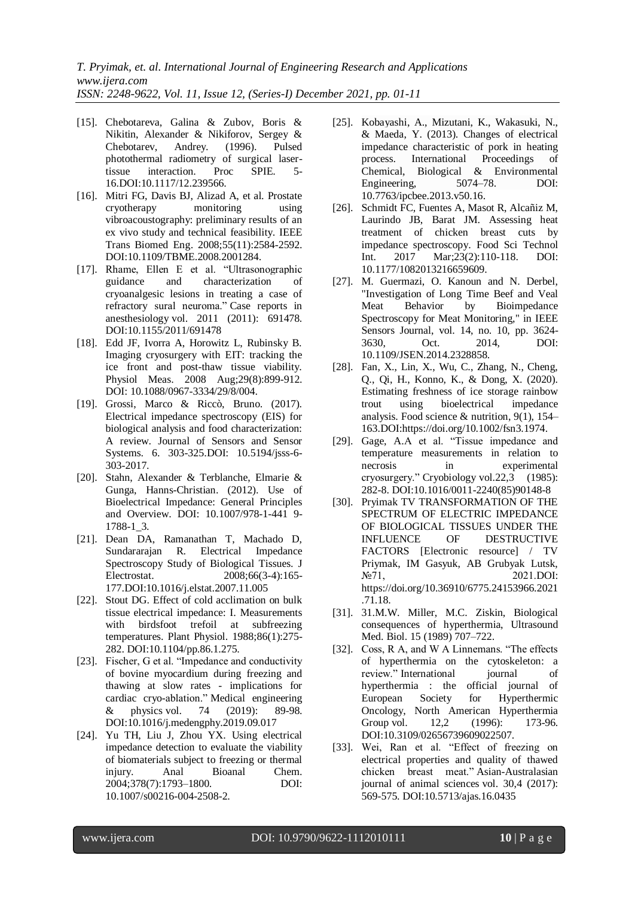- [15]. Chebotareva, Galina & Zubov, Boris & Nikitin, Alexander & Nikiforov, Sergey & Chebotarev, Andrey. (1996). Pulsed photothermal radiometry of surgical laser-tissue interaction. Proc SPIE. 5-16.DOI:10.1117/12.239566.
- [16]. Mitri FG, Davis BJ, Alizad A, et al. Prostate cryotherapy monitoring using vibroacoustography: preliminary results of an ex vivo study and technical feasibility. IEEE Trans Biomed Eng. 2008;55(11):2584-2592. DOI:10.1109/TBME.2008.2001284.
- [17]. Rhame, Ellen E et al. "Ultrasonographic guidance and characterization of cryoanalgesic lesions in treating a case of refractory sural neuroma." Case reports in anesthesiology vol. 2011 (2011): 691478. DOI:10.1155/2011/691478
- [18]. Edd JF, Ivorra A, Horowitz L, Rubinsky B. Imaging cryosurgery with EIT: tracking the ice front and post-thaw tissue viability. Physiol Meas. 2008 Aug;29(8):899-912. DOI: 10.1088/0967-3334/29/8/004.
- [19]. Grossi, Marco & Riccò, Bruno. (2017). Electrical impedance spectroscopy (EIS) for biological analysis and food characterization: A review. Journal of Sensors and Sensor Systems. 6. 303-325.DOI: 10.5194/jsss-6-303-2017.
- [20]. Stahn, Alexander & Terblanche, Elmarie & Gunga, Hanns-Christian. (2012). Use of Bioelectrical Impedance: General Principles and Overview. DOI: 10.1007/978-1-441 9-1788-1_3.
- [21]. Dean DA, Ramanathan T, Machado D, Sundararajan R. Electrical Impedance Spectroscopy Study of Biological Tissues. J Electrostat. 2008;66(3-4):165-177.DOI:10.1016/j.elstat.2007.11.005
- [22]. Stout DG. Effect of cold acclimation on bulk tissue electrical impedance: I. Measurements with birdsfoot trefoil at subfreezing temperatures. Plant Physiol. 1988;86(1):275-282. DOI:10.1104/pp.86.1.275.
- [23]. Fischer, G et al. "Impedance and conductivity of bovine myocardium during freezing and thawing at slow rates - implications for cardiac cryo-ablation." Medical engineering & physics vol. 74 (2019): 89-98. DOI:10.1016/j.medengphy.2019.09.017
- [24]. Yu TH, Liu J, Zhou YX. Using electrical impedance detection to evaluate the viability of biomaterials subject to freezing or thermal injury. Anal Bioanal Chem. 2004;378(7):1793–1800. DOI: 10.1007/s00216-004-2508-2.
- [25]. Kobayashi, A., Mizutani, K., Wakasuki, N., & Maeda, Y. (2013). Changes of electrical impedance characteristic of pork in heating process. International Proceedings of Chemical, Biological & Environmental Engineering, 5074–78. DOI: 10.7763/ipcbee.2013.v50.16.
- [26]. Schmidt FC, Fuentes A, Masot R, Alcañiz M, Laurindo JB, Barat JM. Assessing heat treatment of chicken breast cuts by impedance spectroscopy. Food Sci Technol Int. 2017 Mar;23(2):110-118. DOI: 10.1177/1082013216659609.
- [27]. M. Guermazi, O. Kanoun and N. Derbel, "Investigation of Long Time Beef and Veal Meat Behavior by Bioimpedance Spectroscopy for Meat Monitoring," in IEEE Sensors Journal, vol. 14, no. 10, pp. 3624-3630, Oct. 2014, DOI: 10.1109/JSEN.2014.2328858.
- [28]. Fan, X., Lin, X., Wu, C., Zhang, N., Cheng, Q., Qi, H., Konno, K., & Dong, X. (2020). Estimating freshness of ice storage rainbow trout using bioelectrical impedance analysis. Food science & nutrition, 9(1), 154–163.DOI:https://doi.org/10.1002/fsn3.1974.
- [29]. Gage, A.A et al. "Tissue impedance and temperature measurements in relation to necrosis in experimental cryosurgery." Cryobiology vol.22,3 (1985): 282-8. DOI:10.1016/0011-2240(85)90148-8
- [30]. Pryimak TV TRANSFORMATION OF THE SPECTRUM OF ELECTRIC IMPEDANCE OF BIOLOGICAL TISSUES UNDER THE INFLUENCE OF DESTRUCTIVE FACTORS [Electronic resource] / TV Priymak, IM Gasyuk, AB Grubyak Lutsk, №71, 2021.DOI: https://doi.org/10.36910/6775.24153966.2021.71.18.
- [31]. 31.M.W. Miller, M.C. Ziskin, Biological consequences of hyperthermia, Ultrasound Med. Biol. 15 (1989) 707–722.
- [32]. Coss, R A, and W A Linnemans. "The effects of hyperthermia on the cytoskeleton: a review." International journal of hyperthermia : the official journal of European Society for Hyperthermic Oncology, North American Hyperthermia Group vol. 12,2 (1996): 173-96. DOI:10.3109/02656739609022507.
- [33]. Wei, Ran et al. "Effect of freezing on electrical properties and quality of thawed chicken breast meat." Asian-Australasian journal of animal sciences vol. 30,4 (2017): 569-575. DOI:10.5713/ajas.16.0435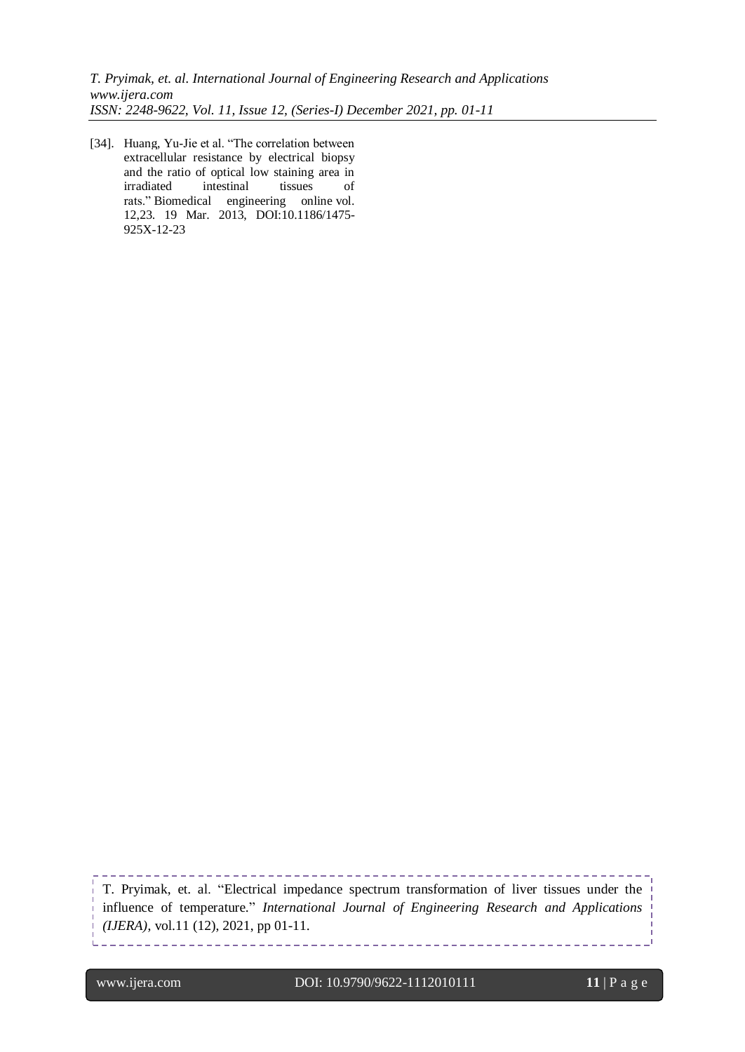[34]. Huang, Yu-Jie et al. "The correlation between extracellular resistance by electrical biopsy and the ratio of optical low staining area in irradiated intestinal tissues of rats." Biomedical engineering online vol. 12,23. 19 Mar. 2013, DOI:10.1186/1475-925X-12-23

T. Pryimak, et. al. "Electrical impedance spectrum transformation of liver tissues under the influence of temperature." *International Journal of Engineering Research and Applications (IJERA)*, vol.11 (12), 2021, pp 01-11.